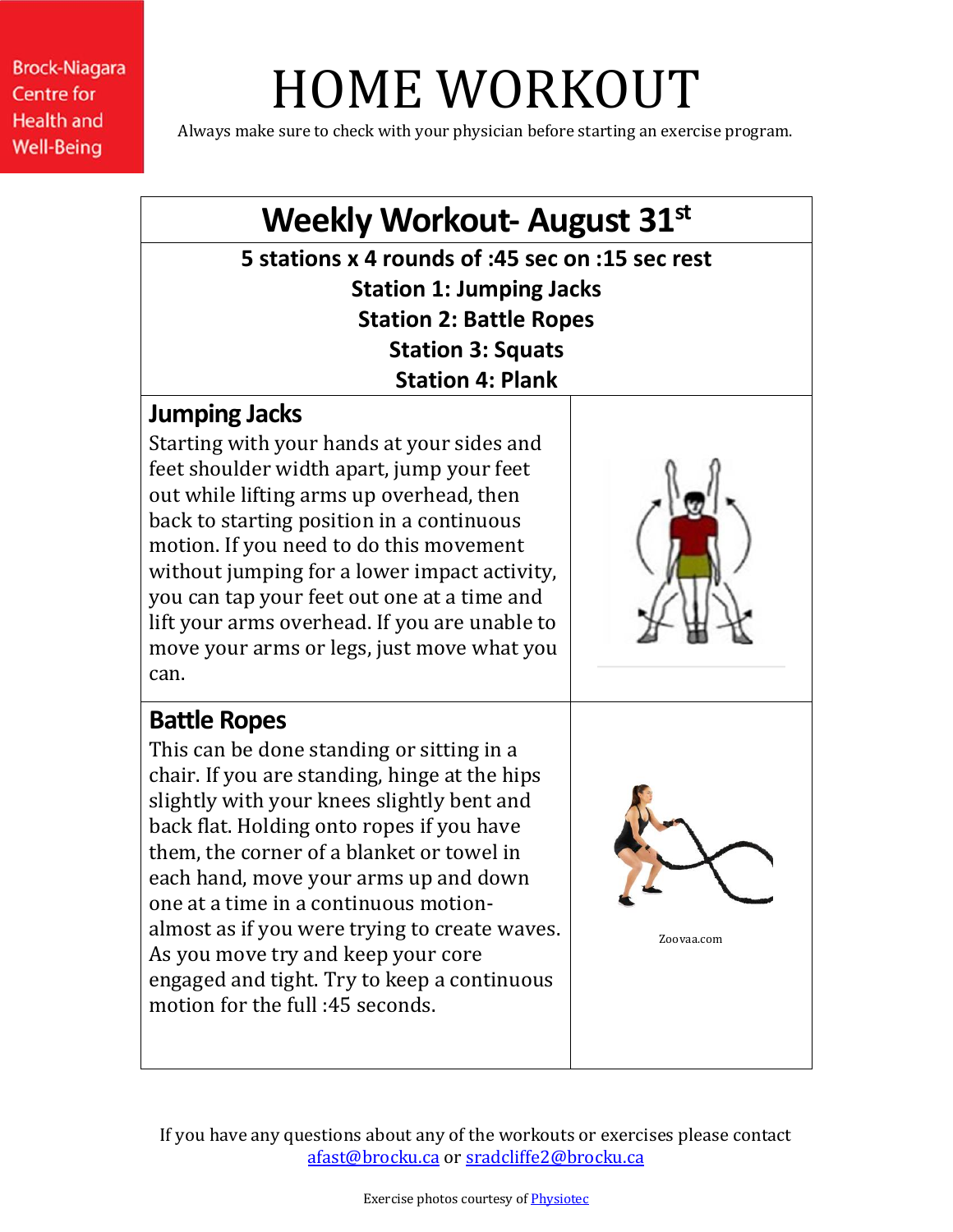Brock-Niagara Centre for Health and Well-Being

# HOME WORKOUT

Always make sure to check with your physician before starting an exercise program.

## Weekly Workout- August 31st

**5 stations x 4 rounds of :45 sec on :15 sec rest**

**Station 1: Jumping Jacks**

**Station 2: Battle Ropes**

**Station 3: Squats**

**Station 4: Plank**

### Jumping Jacks

Starting with your hands at your sides and feet shoulder width apart, jump your feet out while lifting arms up overhead, then back to starting position in a continuous motion. If you need to do this movement without jumping for a lower impact activity, you can tap your feet out one at a time and lift your arms overhead. If you are unable to move your arms or legs, just move what you can.

### Battle Ropes

This can be done standing or sitting in a chair. If you are standing, hinge at the hips slightly with your knees slightly bent and back flat. Holding onto ropes if you have them, the corner of a blanket or towel in each hand, move your arms up and down one at a time in a continuous motion- almost as if you were trying to create waves. As you move try and keep your core engaged and tight. Try to keep a continuous motion for the full :45 seconds.

Zoovaa.com

If you have any questions about any of the workouts or exercises please contact afast@brocku.ca or sradcliffe2@brocku.ca

Exercise photos courtesy of Physiotec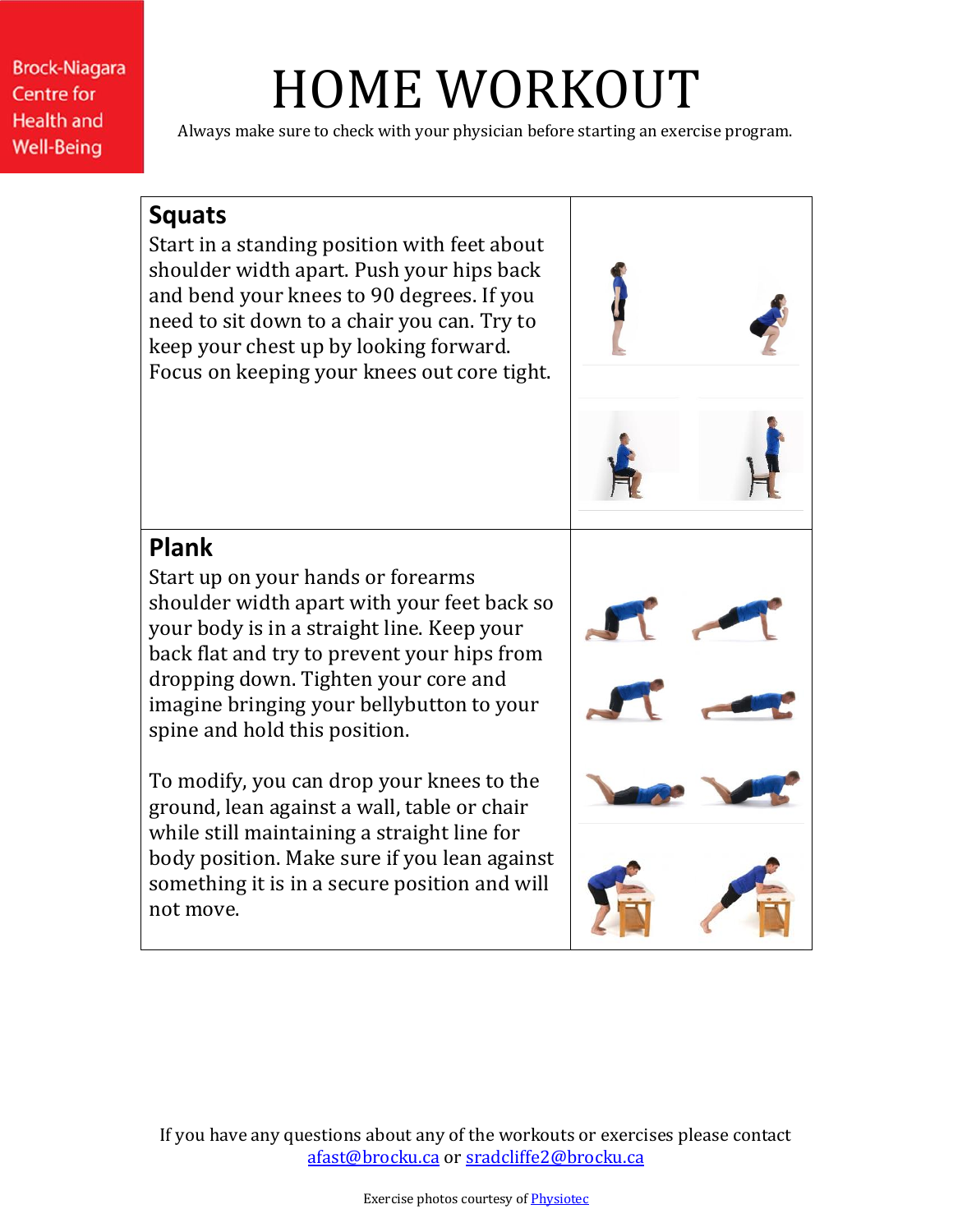Brock-Niagara Centre for Health and Well-Being

# HOME WORKOUT

Always make sure to check with your physician before starting an exercise program.

## Squats

Start in a standing position with feet about shoulder width apart. Push your hips back and bend your knees to 90 degrees. If you need to sit down to a chair you can. Try to keep your chest up by looking forward. Focus on keeping your knees out core tight.

## Plank

Start up on your hands or forearms shoulder width apart with your feet back so your body is in a straight line. Keep your back flat and try to prevent your hips from dropping down. Tighten your core and imagine bringing your bellybutton to your spine and hold this position.

To modify, you can drop your knees to the ground, lean against a wall, table or chair while still maintaining a straight line for body position. Make sure if you lean against something it is in a secure position and will not move.

If you have any questions about any of the workouts or exercises please contact afast@brocku.ca or sradcliffe2@brocku.ca

Exercise photos courtesy of Physiotec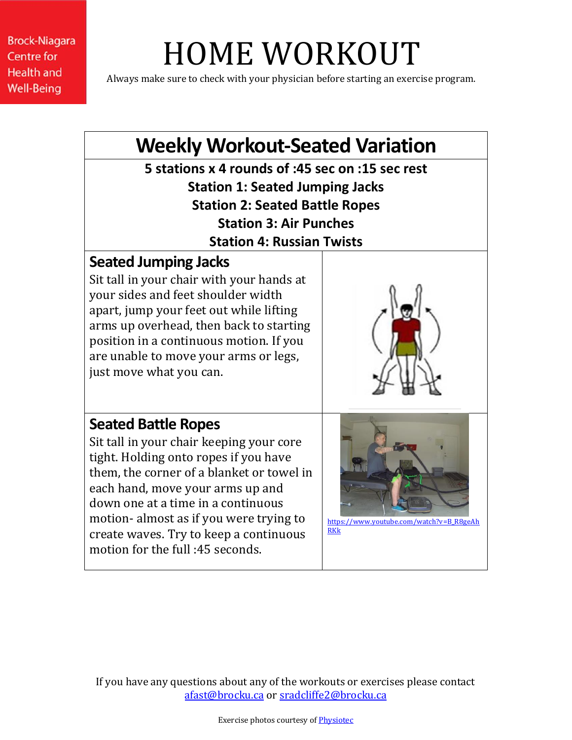Brock-Niagara Centre for Health and Well-Being

# HOME WORKOUT

Always make sure to check with your physician before starting an exercise program.

## Weekly Workout-Seated Variation

**5 stations x 4 rounds of :45 sec on :15 sec rest**

**Station 1: Seated Jumping Jacks**

**Station 2: Seated Battle Ropes**

**Station 3: Air Punches**

**Station 4: Russian Twists**

### Seated Jumping Jacks

Sit tall in your chair with your hands at your sides and feet shoulder width apart, jump your feet out while lifting arms up overhead, then back to starting position in a continuous motion. If you are unable to move your arms or legs, just move what you can.

### Seated Battle Ropes

Sit tall in your chair keeping your core tight. Holding onto ropes if you have them, the corner of a blanket or towel in each hand, move your arms up and down one at a time in a continuous motion- almost as if you were trying to create waves. Try to keep a continuous motion for the full :45 seconds.

https://www.youtube.com/watch?v=B_R8geAhRKk

If you have any questions about any of the workouts or exercises please contact afast@brocku.ca or sradcliffe2@brocku.ca

Exercise photos courtesy of Physiotec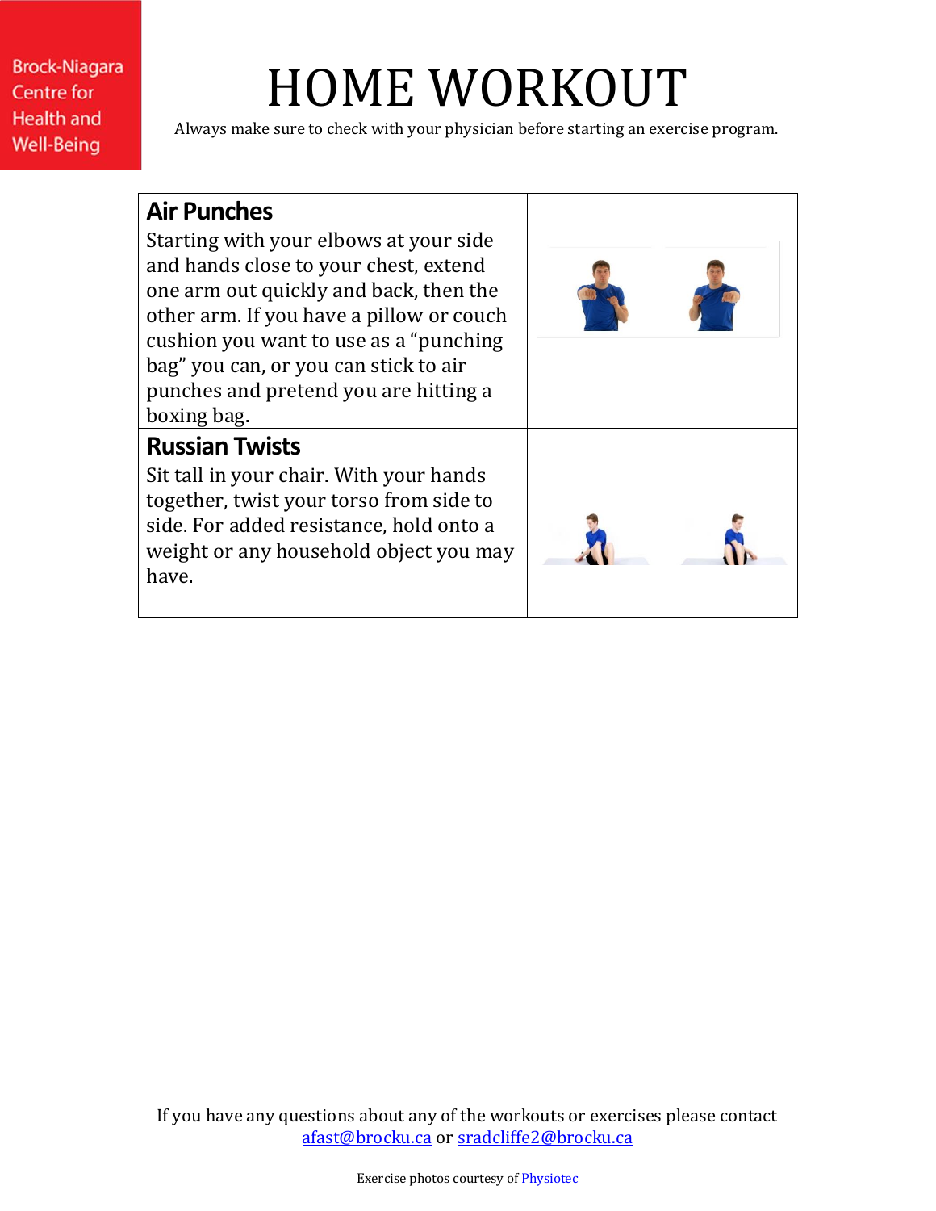# HOME WORKOUT

Always make sure to check with your physician before starting an exercise program.

| | |
|---|---|
| **Air Punches**<br>Starting with your elbows at your side and hands close to your chest, extend one arm out quickly and back, then the other arm. If you have a pillow or couch cushion you want to use as a "punching bag" you can, or you can stick to air punches and pretend you are hitting a boxing bag. | |
| **Russian Twists**<br>Sit tall in your chair. With your hands together, twist your torso from side to side. For added resistance, hold onto a weight or any household object you may have. | |

If you have any questions about any of the workouts or exercises please contact afast@brocku.ca or sradcliffe2@brocku.ca

Exercise photos courtesy of Physiotec